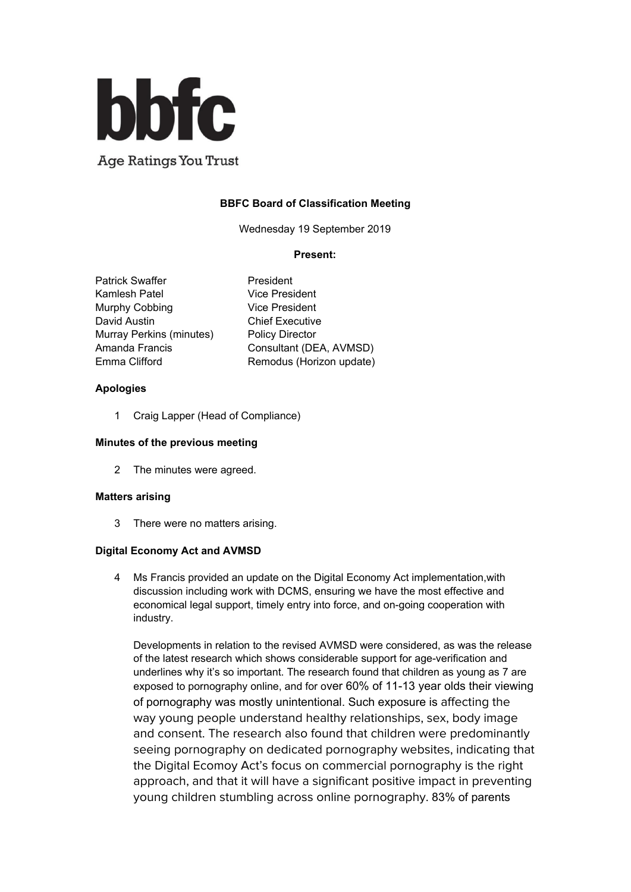**bbfc**

Age Ratings You Trust

**BBFC Board of Classification Meeting**

Wednesday 19 September 2019

**Present:**

| | |
|---|---|
| Patrick Swaffer | President |
| Kamlesh Patel | Vice President |
| Murphy Cobbing | Vice President |
| David Austin | Chief Executive |
| Murray Perkins (minutes) | Policy Director |
| Amanda Francis | Consultant (DEA, AVMSD) |
| Emma Clifford | Remodus (Horizon update) |

**Apologies**

1 Craig Lapper (Head of Compliance)

**Minutes of the previous meeting**

2 The minutes were agreed.

**Matters arising**

3 There were no matters arising.

**Digital Economy Act and AVMSD**

4 Ms Francis provided an update on the Digital Economy Act implementation,with discussion including work with DCMS, ensuring we have the most effective and economical legal support, timely entry into force, and on-going cooperation with industry.

Developments in relation to the revised AVMSD were considered, as was the release of the latest research which shows considerable support for age-verification and underlines why it's so important. The research found that children as young as 7 are exposed to pornography online, and for over 60% of 11-13 year olds their viewing of pornography was mostly unintentional. Such exposure is affecting the way young people understand healthy relationships, sex, body image and consent. The research also found that children were predominantly seeing pornography on dedicated pornography websites, indicating that the Digital Ecomoy Act's focus on commercial pornography is the right approach, and that it will have a significant positive impact in preventing young children stumbling across online pornography. 83% of parents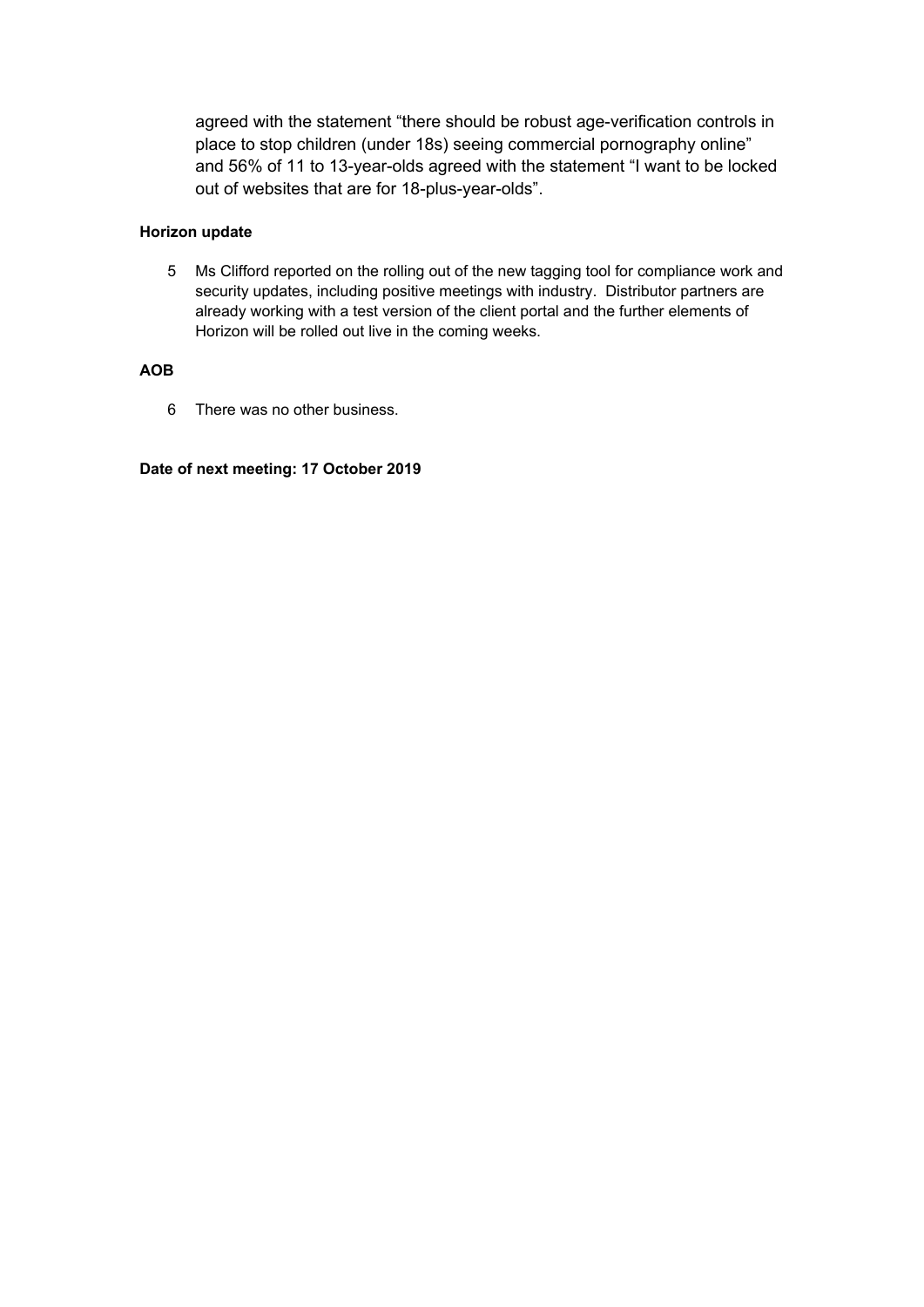agreed with the statement "there should be robust age-verification controls in place to stop children (under 18s) seeing commercial pornography online" and 56% of 11 to 13-year-olds agreed with the statement "I want to be locked out of websites that are for 18-plus-year-olds".

**Horizon update**

5 Ms Clifford reported on the rolling out of the new tagging tool for compliance work and security updates, including positive meetings with industry. Distributor partners are already working with a test version of the client portal and the further elements of Horizon will be rolled out live in the coming weeks.

**AOB**

6 There was no other business.

**Date of next meeting: 17 October 2019**